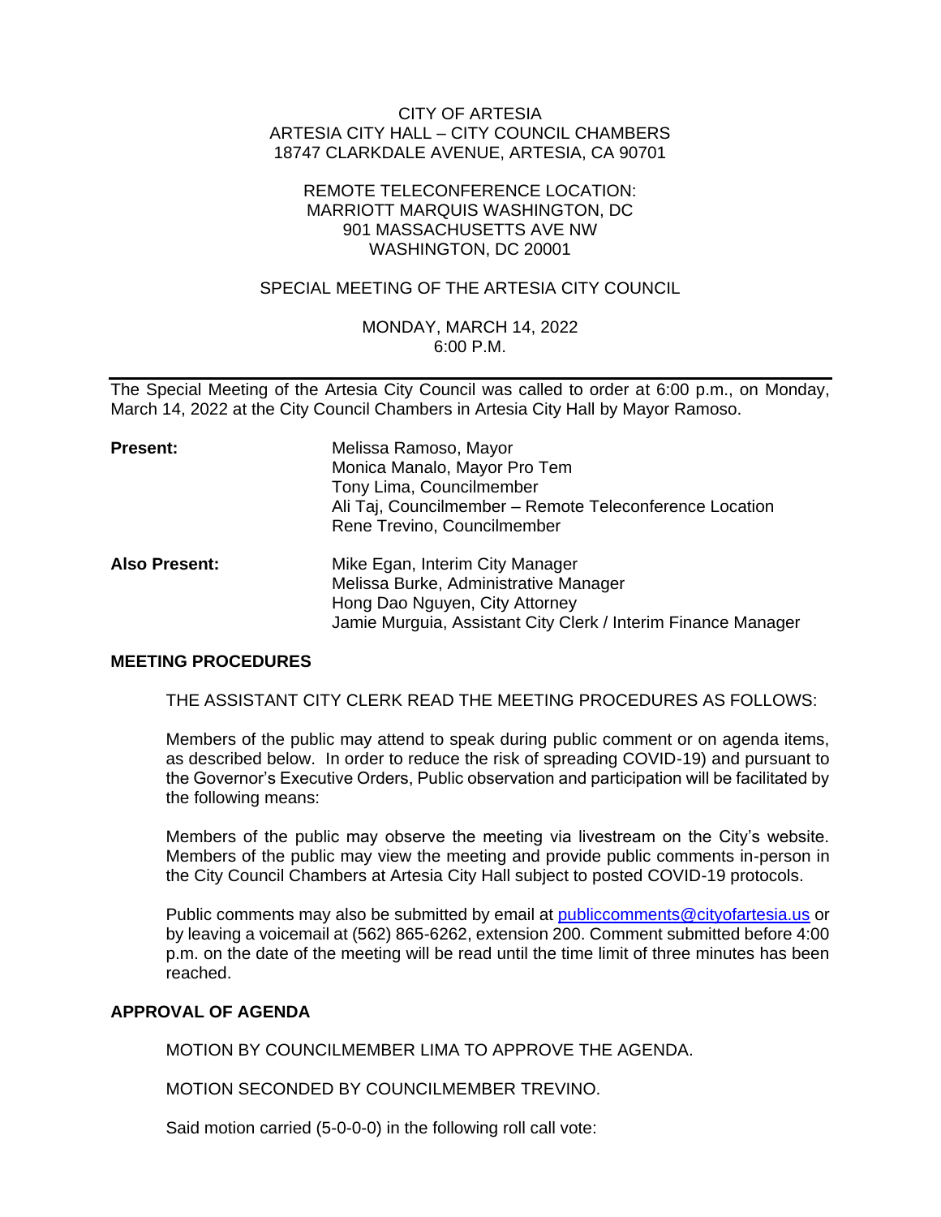CITY OF ARTESIA
ARTESIA CITY HALL – CITY COUNCIL CHAMBERS
18747 CLARKDALE AVENUE, ARTESIA, CA 90701

REMOTE TELECONFERENCE LOCATION:
MARRIOTT MARQUIS WASHINGTON, DC
901 MASSACHUSETTS AVE NW
WASHINGTON, DC 20001

SPECIAL MEETING OF THE ARTESIA CITY COUNCIL

MONDAY, MARCH 14, 2022
6:00 P.M.

---

The Special Meeting of the Artesia City Council was called to order at 6:00 p.m., on Monday, March 14, 2022 at the City Council Chambers in Artesia City Hall by Mayor Ramoso.

**Present:**
Melissa Ramoso, Mayor
Monica Manalo, Mayor Pro Tem
Tony Lima, Councilmember
Ali Taj, Councilmember – Remote Teleconference Location
Rene Trevino, Councilmember

**Also Present:**
Mike Egan, Interim City Manager
Melissa Burke, Administrative Manager
Hong Dao Nguyen, City Attorney
Jamie Murguia, Assistant City Clerk / Interim Finance Manager

**MEETING PROCEDURES**

THE ASSISTANT CITY CLERK READ THE MEETING PROCEDURES AS FOLLOWS:

Members of the public may attend to speak during public comment or on agenda items, as described below. In order to reduce the risk of spreading COVID-19) and pursuant to the Governor's Executive Orders, Public observation and participation will be facilitated by the following means:

Members of the public may observe the meeting via livestream on the City's website. Members of the public may view the meeting and provide public comments in-person in the City Council Chambers at Artesia City Hall subject to posted COVID-19 protocols.

Public comments may also be submitted by email at publiccomments@cityofartesia.us or by leaving a voicemail at (562) 865-6262, extension 200. Comment submitted before 4:00 p.m. on the date of the meeting will be read until the time limit of three minutes has been reached.

**APPROVAL OF AGENDA**

MOTION BY COUNCILMEMBER LIMA TO APPROVE THE AGENDA.

MOTION SECONDED BY COUNCILMEMBER TREVINO.

Said motion carried (5-0-0-0) in the following roll call vote: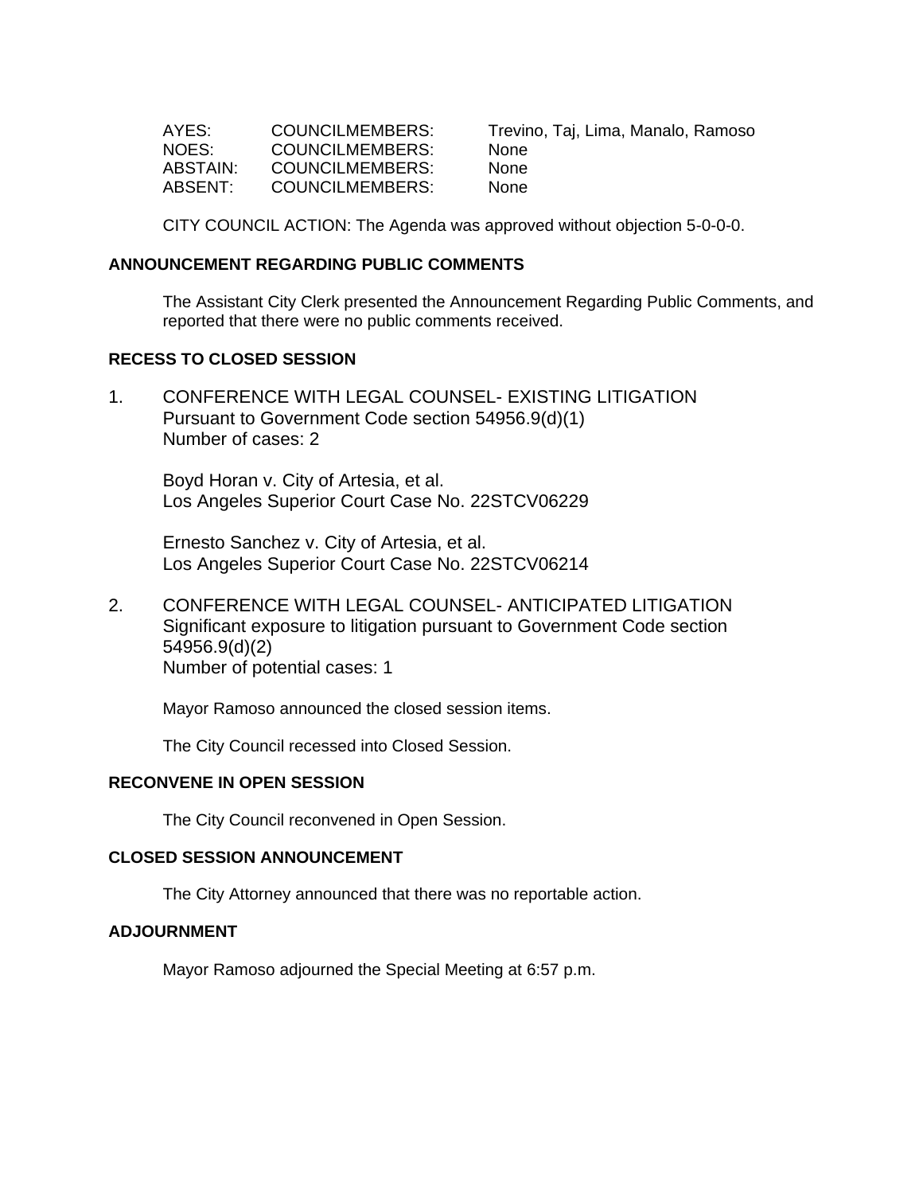| | | |
|---|---|---|
| AYES: | COUNCILMEMBERS: | Trevino, Taj, Lima, Manalo, Ramoso |
| NOES: | COUNCILMEMBERS: | None |
| ABSTAIN: | COUNCILMEMBERS: | None |
| ABSENT: | COUNCILMEMBERS: | None |

CITY COUNCIL ACTION: The Agenda was approved without objection 5-0-0-0.

**ANNOUNCEMENT REGARDING PUBLIC COMMENTS**

The Assistant City Clerk presented the Announcement Regarding Public Comments, and reported that there were no public comments received.

**RECESS TO CLOSED SESSION**

1. CONFERENCE WITH LEGAL COUNSEL- EXISTING LITIGATION
   Pursuant to Government Code section 54956.9(d)(1)
   Number of cases: 2

   Boyd Horan v. City of Artesia, et al.
   Los Angeles Superior Court Case No. 22STCV06229

   Ernesto Sanchez v. City of Artesia, et al.
   Los Angeles Superior Court Case No. 22STCV06214

2. CONFERENCE WITH LEGAL COUNSEL- ANTICIPATED LITIGATION
   Significant exposure to litigation pursuant to Government Code section 54956.9(d)(2)
   Number of potential cases: 1

   Mayor Ramoso announced the closed session items.

   The City Council recessed into Closed Session.

**RECONVENE IN OPEN SESSION**

The City Council reconvened in Open Session.

**CLOSED SESSION ANNOUNCEMENT**

The City Attorney announced that there was no reportable action.

**ADJOURNMENT**

Mayor Ramoso adjourned the Special Meeting at 6:57 p.m.